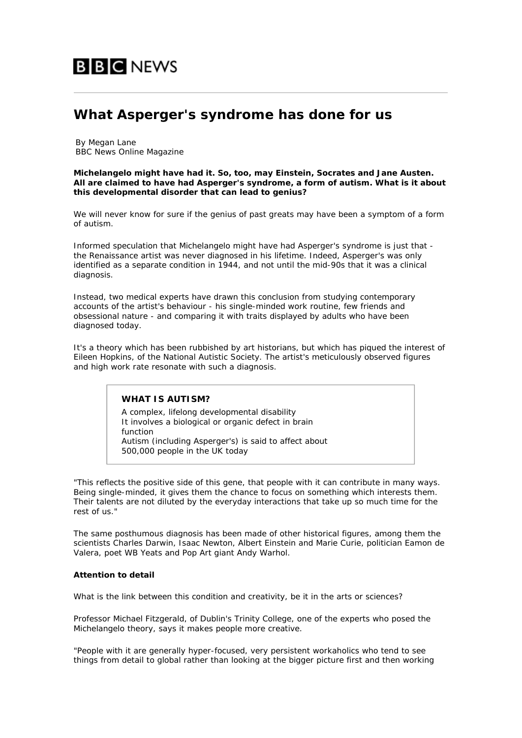BBC NEWS

# What Asperger's syndrome has done for us

By Megan Lane
BBC News Online Magazine

**Michelangelo might have had it. So, too, may Einstein, Socrates and Jane Austen. All are claimed to have had Asperger's syndrome, a form of autism. What is it about this developmental disorder that can lead to genius?**

We will never know for sure if the genius of past greats may have been a symptom of a form of autism.

Informed speculation that Michelangelo might have had Asperger's syndrome is just that - the Renaissance artist was never diagnosed in his lifetime. Indeed, Asperger's was only identified as a separate condition in 1944, and not until the mid-90s that it was a clinical diagnosis.

Instead, two medical experts have drawn this conclusion from studying contemporary accounts of the artist's behaviour - his single-minded work routine, few friends and obsessional nature - and comparing it with traits displayed by adults who have been diagnosed today.

It's a theory which has been rubbished by art historians, but which has piqued the interest of Eileen Hopkins, of the National Autistic Society. The artist's meticulously observed figures and high work rate resonate with such a diagnosis.

> **WHAT IS AUTISM?**
> A complex, lifelong developmental disability
> It involves a biological or organic defect in brain function
> Autism (including Asperger's) is said to affect about 500,000 people in the UK today

"This reflects the positive side of this gene, that people with it can contribute in many ways. Being single-minded, it gives them the chance to focus on something which interests them. Their talents are not diluted by the everyday interactions that take up so much time for the rest of us."

The same posthumous diagnosis has been made of other historical figures, among them the scientists Charles Darwin, Isaac Newton, Albert Einstein and Marie Curie, politician Eamon de Valera, poet WB Yeats and Pop Art giant Andy Warhol.

### Attention to detail

What is the link between this condition and creativity, be it in the arts or sciences?

Professor Michael Fitzgerald, of Dublin's Trinity College, one of the experts who posed the Michelangelo theory, says it makes people more creative.

"People with it are generally hyper-focused, very persistent workaholics who tend to see things from detail to global rather than looking at the bigger picture first and then working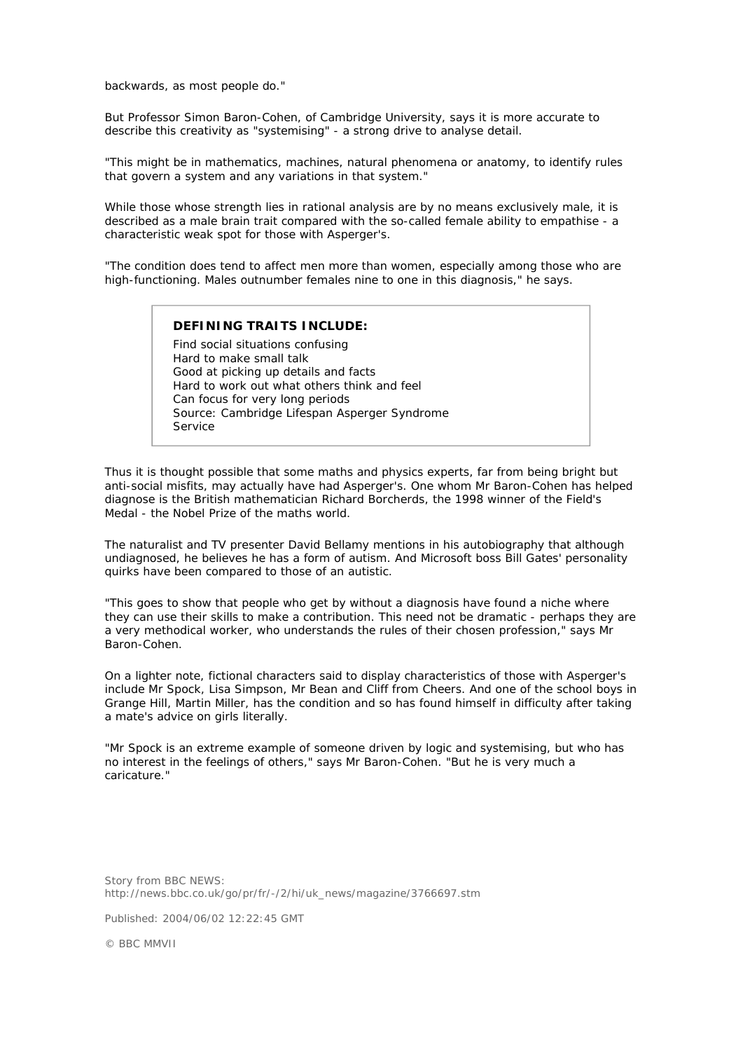backwards, as most people do."

But Professor Simon Baron-Cohen, of Cambridge University, says it is more accurate to describe this creativity as "systemising" - a strong drive to analyse detail.

"This might be in mathematics, machines, natural phenomena or anatomy, to identify rules that govern a system and any variations in that system."

While those whose strength lies in rational analysis are by no means exclusively male, it is described as a male brain trait compared with the so-called female ability to empathise - a characteristic weak spot for those with Asperger's.

"The condition does tend to affect men more than women, especially among those who are high-functioning. Males outnumber females nine to one in this diagnosis," he says.

> **DEFINING TRAITS INCLUDE:**
>
> Find social situations confusing
> Hard to make small talk
> Good at picking up details and facts
> Hard to work out what others think and feel
> Can focus for very long periods
> Source: Cambridge Lifespan Asperger Syndrome Service

Thus it is thought possible that some maths and physics experts, far from being bright but anti-social misfits, may actually have had Asperger's. One whom Mr Baron-Cohen has helped diagnose is the British mathematician Richard Borcherds, the 1998 winner of the Field's Medal - the Nobel Prize of the maths world.

The naturalist and TV presenter David Bellamy mentions in his autobiography that although undiagnosed, he believes he has a form of autism. And Microsoft boss Bill Gates' personality quirks have been compared to those of an autistic.

"This goes to show that people who get by without a diagnosis have found a niche where they can use their skills to make a contribution. This need not be dramatic - perhaps they are a very methodical worker, who understands the rules of their chosen profession," says Mr Baron-Cohen.

On a lighter note, fictional characters said to display characteristics of those with Asperger's include Mr Spock, Lisa Simpson, Mr Bean and Cliff from Cheers. And one of the school boys in Grange Hill, Martin Miller, has the condition and so has found himself in difficulty after taking a mate's advice on girls literally.

"Mr Spock is an extreme example of someone driven by logic and systemising, but who has no interest in the feelings of others," says Mr Baron-Cohen. "But he is very much a caricature."

Story from BBC NEWS:
http://news.bbc.co.uk/go/pr/fr/-/2/hi/uk_news/magazine/3766697.stm

Published: 2004/06/02 12:22:45 GMT

© BBC MMVII